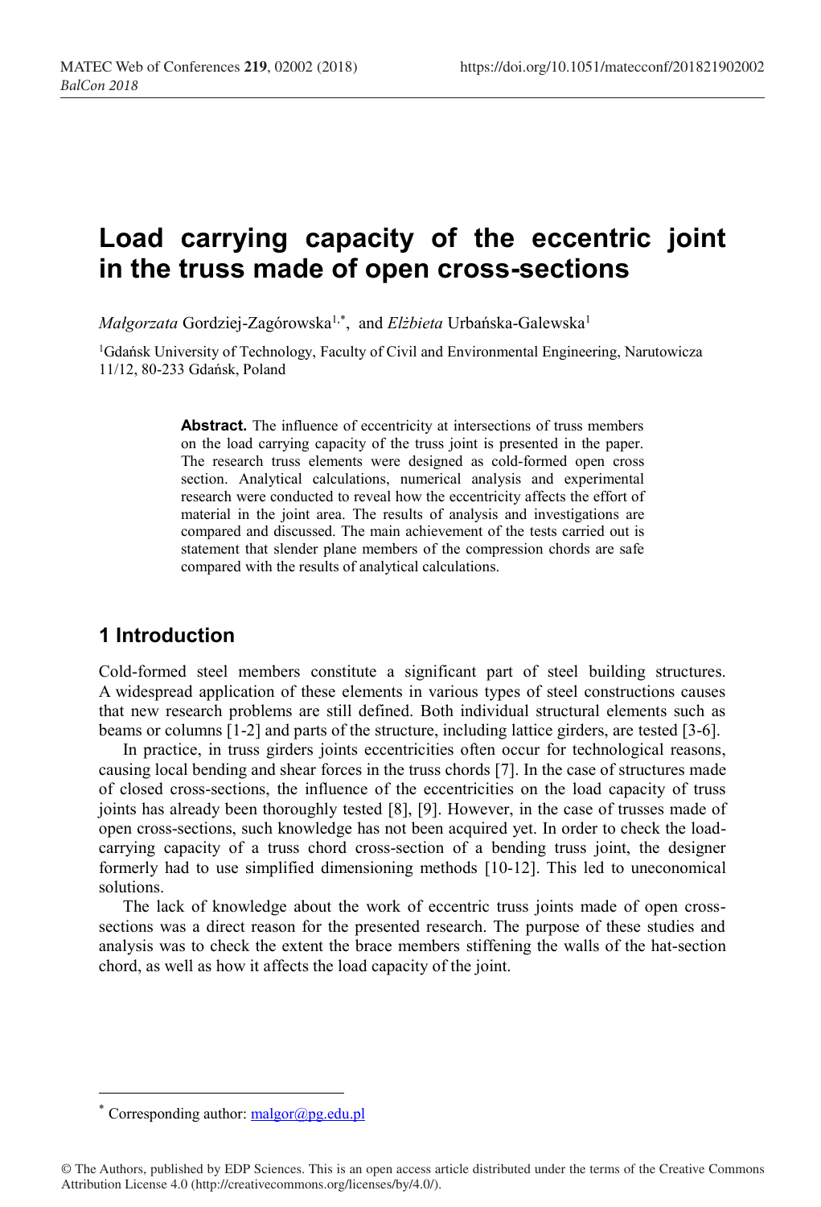# Load carrying capacity of the eccentric joint in the truss made of open cross-sections

*Małgorzata* Gordziej-Zagórowska[1,*], and *Elżbieta* Urbańska-Galewska[1]

[1]Gdańsk University of Technology, Faculty of Civil and Environmental Engineering, Narutowicza 11/12, 80-233 Gdańsk, Poland

**Abstract.** The influence of eccentricity at intersections of truss members on the load carrying capacity of the truss joint is presented in the paper. The research truss elements were designed as cold-formed open cross section. Analytical calculations, numerical analysis and experimental research were conducted to reveal how the eccentricity affects the effort of material in the joint area. The results of analysis and investigations are compared and discussed. The main achievement of the tests carried out is statement that slender plane members of the compression chords are safe compared with the results of analytical calculations.

## 1 Introduction

Cold-formed steel members constitute a significant part of steel building structures. A widespread application of these elements in various types of steel constructions causes that new research problems are still defined. Both individual structural elements such as beams or columns [1-2] and parts of the structure, including lattice girders, are tested [3-6].

In practice, in truss girders joints eccentricities often occur for technological reasons, causing local bending and shear forces in the truss chords [7]. In the case of structures made of closed cross-sections, the influence of the eccentricities on the load capacity of truss joints has already been thoroughly tested [8], [9]. However, in the case of trusses made of open cross-sections, such knowledge has not been acquired yet. In order to check the load-carrying capacity of a truss chord cross-section of a bending truss joint, the designer formerly had to use simplified dimensioning methods [10-12]. This led to uneconomical solutions.

The lack of knowledge about the work of eccentric truss joints made of open cross-sections was a direct reason for the presented research. The purpose of these studies and analysis was to check the extent the brace members stiffening the walls of the hat-section chord, as well as how it affects the load capacity of the joint.

[*] Corresponding author: malgor@pg.edu.pl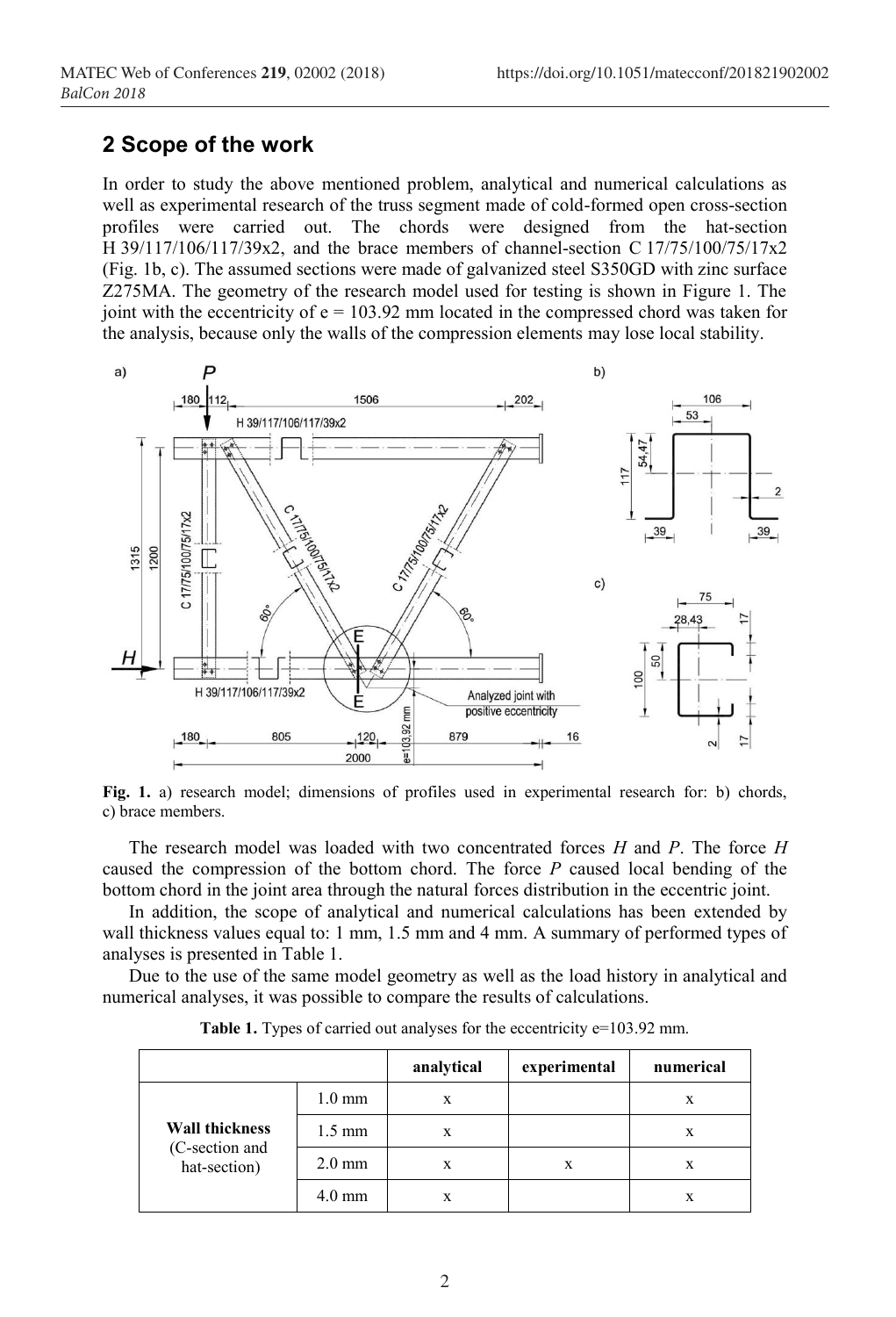## 2 Scope of the work

In order to study the above mentioned problem, analytical and numerical calculations as well as experimental research of the truss segment made of cold-formed open cross-section profiles were carried out. The chords were designed from the hat-section H 39/117/106/117/39x2, and the brace members of channel-section C 17/75/100/75/17x2 (Fig. 1b, c). The assumed sections were made of galvanized steel S350GD with zinc surface Z275MA. The geometry of the research model used for testing is shown in Figure 1. The joint with the eccentricity of e = 103.92 mm located in the compressed chord was taken for the analysis, because only the walls of the compression elements may lose local stability.

**Fig. 1.** a) research model; dimensions of profiles used in experimental research for: b) chords, c) brace members.

The research model was loaded with two concentrated forces *H* and *P*. The force *H* caused the compression of the bottom chord. The force *P* caused local bending of the bottom chord in the joint area through the natural forces distribution in the eccentric joint.

In addition, the scope of analytical and numerical calculations has been extended by wall thickness values equal to: 1 mm, 1.5 mm and 4 mm. A summary of performed types of analyses is presented in Table 1.

Due to the use of the same model geometry as well as the load history in analytical and numerical analyses, it was possible to compare the results of calculations.

**Table 1.** Types of carried out analyses for the eccentricity e=103.92 mm.

| | | analytical | experimental | numerical |
|---|---|---|---|---|
| **Wall thickness** (C-section and hat-section) | 1.0 mm | x | | x |
| | 1.5 mm | x | | x |
| | 2.0 mm | x | x | x |
| | 4.0 mm | x | | x |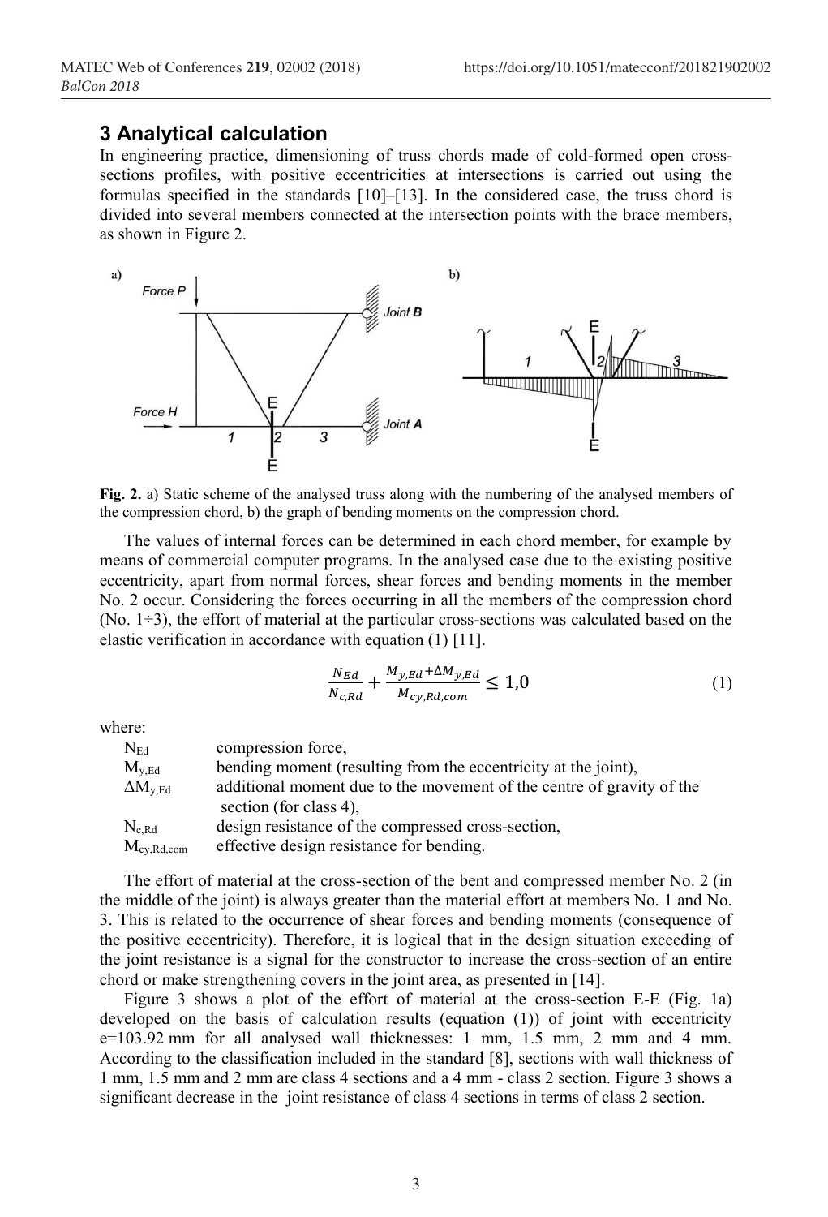## 3 Analytical calculation

In engineering practice, dimensioning of truss chords made of cold-formed open cross-sections profiles, with positive eccentricities at intersections is carried out using the formulas specified in the standards [10]–[13]. In the considered case, the truss chord is divided into several members connected at the intersection points with the brace members, as shown in Figure 2.

**Fig. 2.** a) Static scheme of the analysed truss along with the numbering of the analysed members of the compression chord, b) the graph of bending moments on the compression chord.

The values of internal forces can be determined in each chord member, for example by means of commercial computer programs. In the analysed case due to the existing positive eccentricity, apart from normal forces, shear forces and bending moments in the member No. 2 occur. Considering the forces occurring in all the members of the compression chord (No. 1÷3), the effort of material at the particular cross-sections was calculated based on the elastic verification in accordance with equation (1) [11].

$$\frac{N_{Ed}}{N_{c,Rd}} + \frac{M_{y,Ed} + \Delta M_{y,Ed}}{M_{cy,Rd,com}} \leq 1{,}0 \tag{1}$$

where:

- $N_{Ed}$ compression force,
- $M_{y,Ed}$ bending moment (resulting from the eccentricity at the joint),
- $\Delta M_{y,Ed}$ additional moment due to the movement of the centre of gravity of the section (for class 4),
- $N_{c,Rd}$ design resistance of the compressed cross-section,
- $M_{cy,Rd,com}$ effective design resistance for bending.

The effort of material at the cross-section of the bent and compressed member No. 2 (in the middle of the joint) is always greater than the material effort at members No. 1 and No. 3. This is related to the occurrence of shear forces and bending moments (consequence of the positive eccentricity). Therefore, it is logical that in the design situation exceeding of the joint resistance is a signal for the constructor to increase the cross-section of an entire chord or make strengthening covers in the joint area, as presented in [14].

Figure 3 shows a plot of the effort of material at the cross-section E-E (Fig. 1a) developed on the basis of calculation results (equation (1)) of joint with eccentricity e=103.92 mm for all analysed wall thicknesses: 1 mm, 1.5 mm, 2 mm and 4 mm. According to the classification included in the standard [8], sections with wall thickness of 1 mm, 1.5 mm and 2 mm are class 4 sections and a 4 mm - class 2 section. Figure 3 shows a significant decrease in the joint resistance of class 4 sections in terms of class 2 section.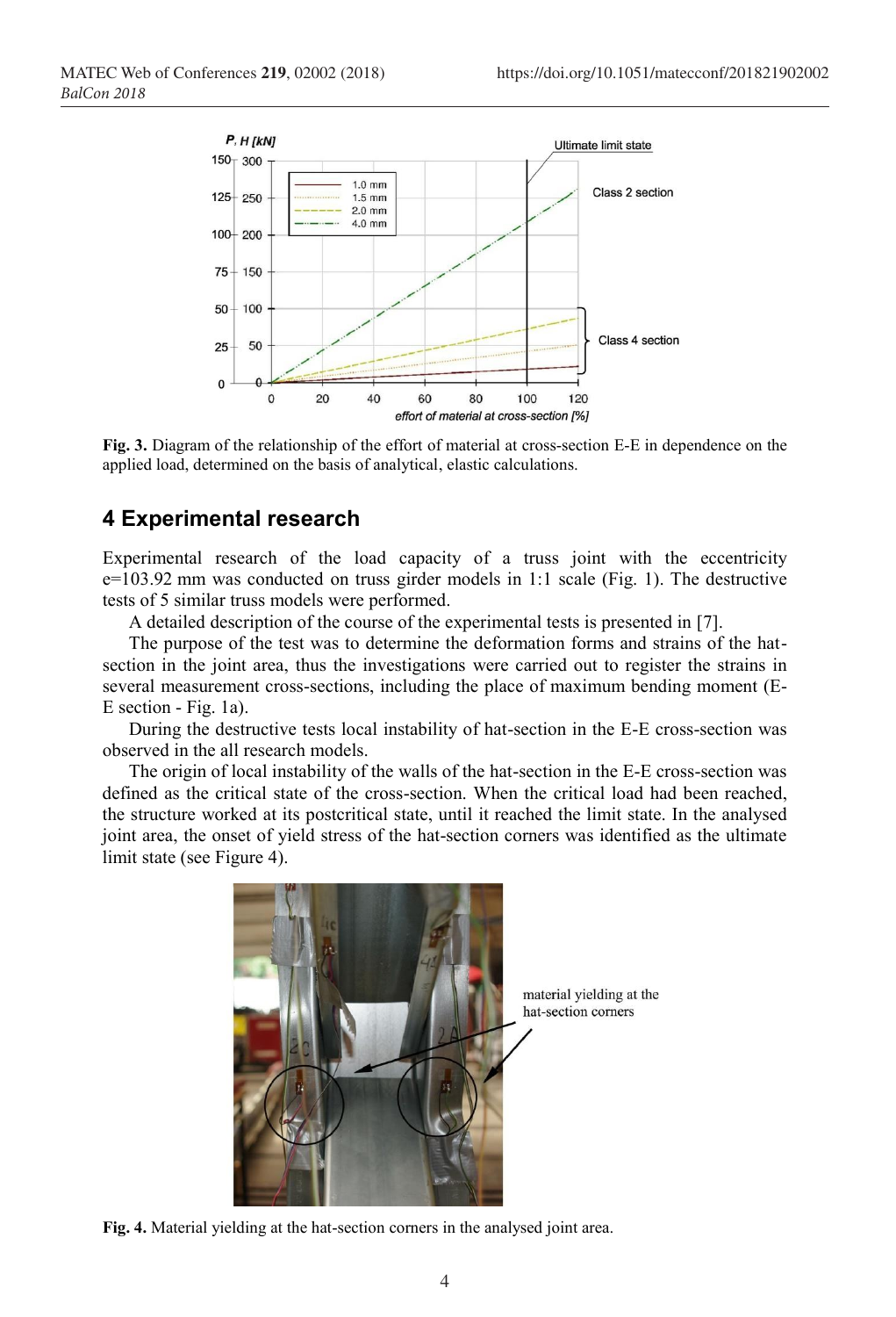**Fig. 3.** Diagram of the relationship of the effort of material at cross-section E-E in dependence on the applied load, determined on the basis of analytical, elastic calculations.

## 4 Experimental research

Experimental research of the load capacity of a truss joint with the eccentricity e=103.92 mm was conducted on truss girder models in 1:1 scale (Fig. 1). The destructive tests of 5 similar truss models were performed.

A detailed description of the course of the experimental tests is presented in [7].

The purpose of the test was to determine the deformation forms and strains of the hat-section in the joint area, thus the investigations were carried out to register the strains in several measurement cross-sections, including the place of maximum bending moment (E-E section - Fig. 1a).

During the destructive tests local instability of hat-section in the E-E cross-section was observed in the all research models.

The origin of local instability of the walls of the hat-section in the E-E cross-section was defined as the critical state of the cross-section. When the critical load had been reached, the structure worked at its postcritical state, until it reached the limit state. In the analysed joint area, the onset of yield stress of the hat-section corners was identified as the ultimate limit state (see Figure 4).

**Fig. 4.** Material yielding at the hat-section corners in the analysed joint area.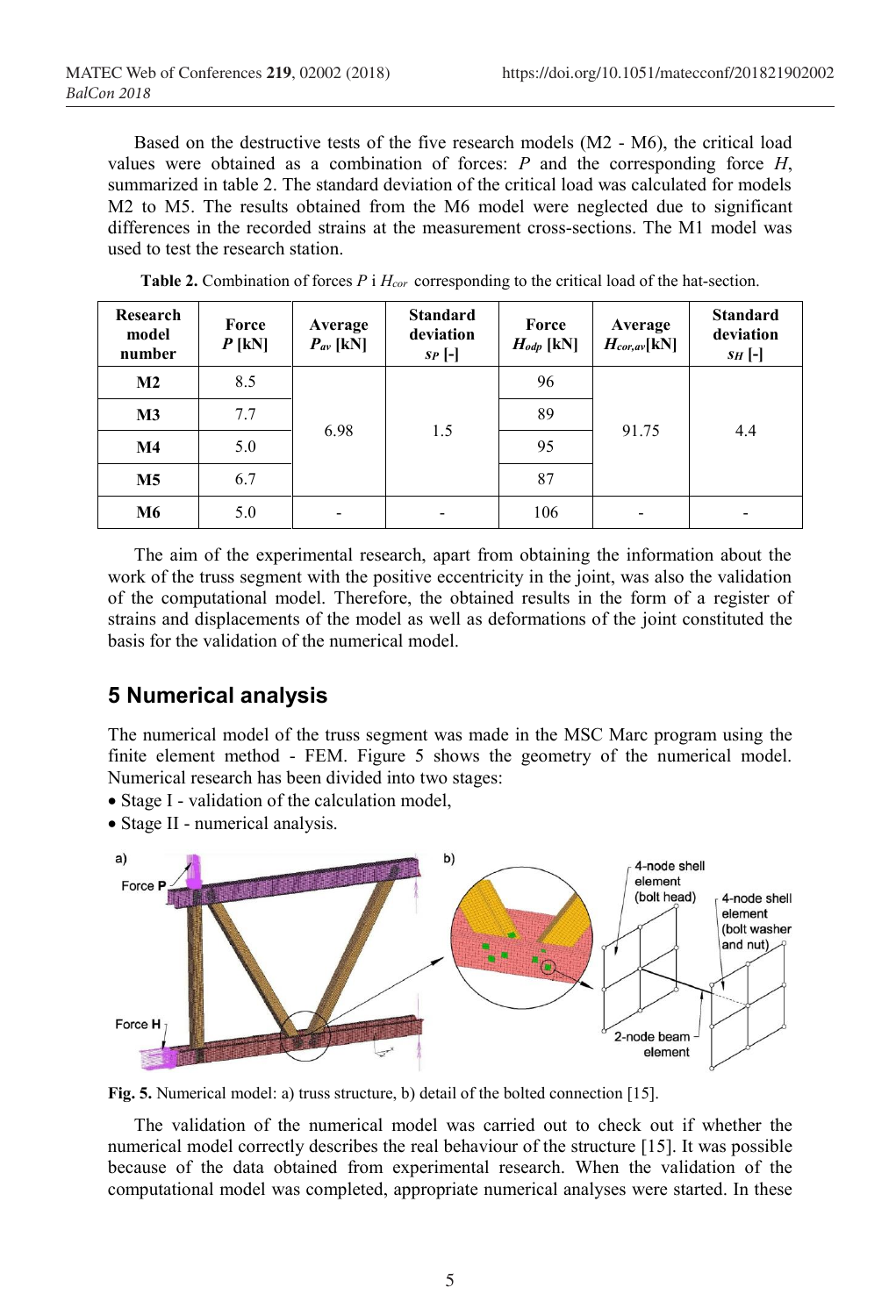Based on the destructive tests of the five research models (M2 - M6), the critical load values were obtained as a combination of forces: $P$ and the corresponding force $H$, summarized in table 2. The standard deviation of the critical load was calculated for models M2 to M5. The results obtained from the M6 model were neglected due to significant differences in the recorded strains at the measurement cross-sections. The M1 model was used to test the research station.

**Table 2.** Combination of forces $P$ i $H_{cor}$ corresponding to the critical load of the hat-section.

| Research model number | Force $P$ [kN] | Average $P_{av}$ [kN] | Standard deviation $s_P$ [-] | Force $H_{odp}$ [kN] | Average $H_{cor,av}$[kN] | Standard deviation $s_H$ [-] |
|---|---|---|---|---|---|---|
| **M2** | 8.5 | 6.98 | 1.5 | 96 | 91.75 | 4.4 |
| **M3** | 7.7 | | | 89 | | |
| **M4** | 5.0 | | | 95 | | |
| **M5** | 6.7 | | | 87 | | |
| **M6** | 5.0 | - | - | 106 | - | - |

The aim of the experimental research, apart from obtaining the information about the work of the truss segment with the positive eccentricity in the joint, was also the validation of the computational model. Therefore, the obtained results in the form of a register of strains and displacements of the model as well as deformations of the joint constituted the basis for the validation of the numerical model.

## 5 Numerical analysis

The numerical model of the truss segment was made in the MSC Marc program using the finite element method - FEM. Figure 5 shows the geometry of the numerical model. Numerical research has been divided into two stages:

- Stage I - validation of the calculation model,
- Stage II - numerical analysis.

**Fig. 5.** Numerical model: a) truss structure, b) detail of the bolted connection [15].

The validation of the numerical model was carried out to check out if whether the numerical model correctly describes the real behaviour of the structure [15]. It was possible because of the data obtained from experimental research. When the validation of the computational model was completed, appropriate numerical analyses were started. In these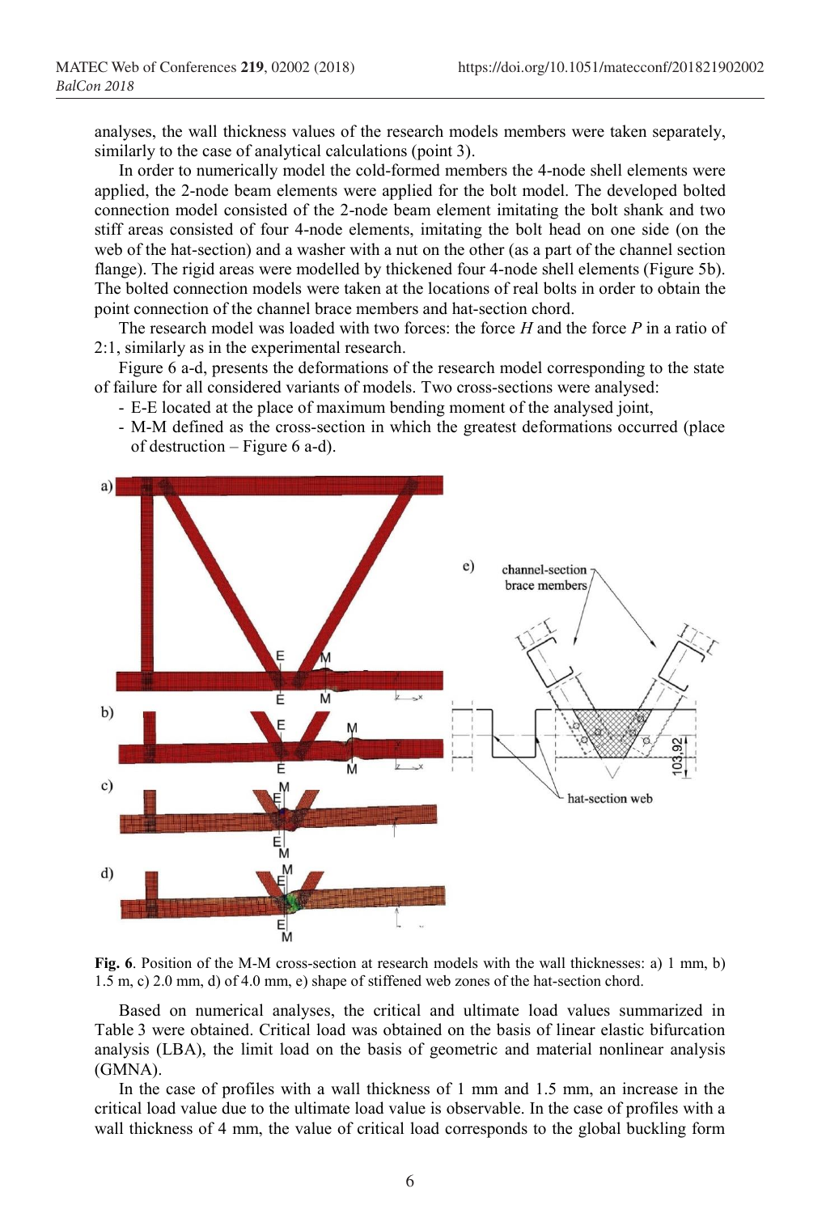analyses, the wall thickness values of the research models members were taken separately, similarly to the case of analytical calculations (point 3).

In order to numerically model the cold-formed members the 4-node shell elements were applied, the 2-node beam elements were applied for the bolt model. The developed bolted connection model consisted of the 2-node beam element imitating the bolt shank and two stiff areas consisted of four 4-node elements, imitating the bolt head on one side (on the web of the hat-section) and a washer with a nut on the other (as a part of the channel section flange). The rigid areas were modelled by thickened four 4-node shell elements (Figure 5b). The bolted connection models were taken at the locations of real bolts in order to obtain the point connection of the channel brace members and hat-section chord.

The research model was loaded with two forces: the force *H* and the force *P* in a ratio of 2:1, similarly as in the experimental research.

Figure 6 a-d, presents the deformations of the research model corresponding to the state of failure for all considered variants of models. Two cross-sections were analysed:

- E-E located at the place of maximum bending moment of the analysed joint,
- M-M defined as the cross-section in which the greatest deformations occurred (place of destruction – Figure 6 a-d).

**Fig. 6**. Position of the M-M cross-section at research models with the wall thicknesses: a) 1 mm, b) 1.5 m, c) 2.0 mm, d) of 4.0 mm, e) shape of stiffened web zones of the hat-section chord.

Based on numerical analyses, the critical and ultimate load values summarized in Table 3 were obtained. Critical load was obtained on the basis of linear elastic bifurcation analysis (LBA), the limit load on the basis of geometric and material nonlinear analysis (GMNA).

In the case of profiles with a wall thickness of 1 mm and 1.5 mm, an increase in the critical load value due to the ultimate load value is observable. In the case of profiles with a wall thickness of 4 mm, the value of critical load corresponds to the global buckling form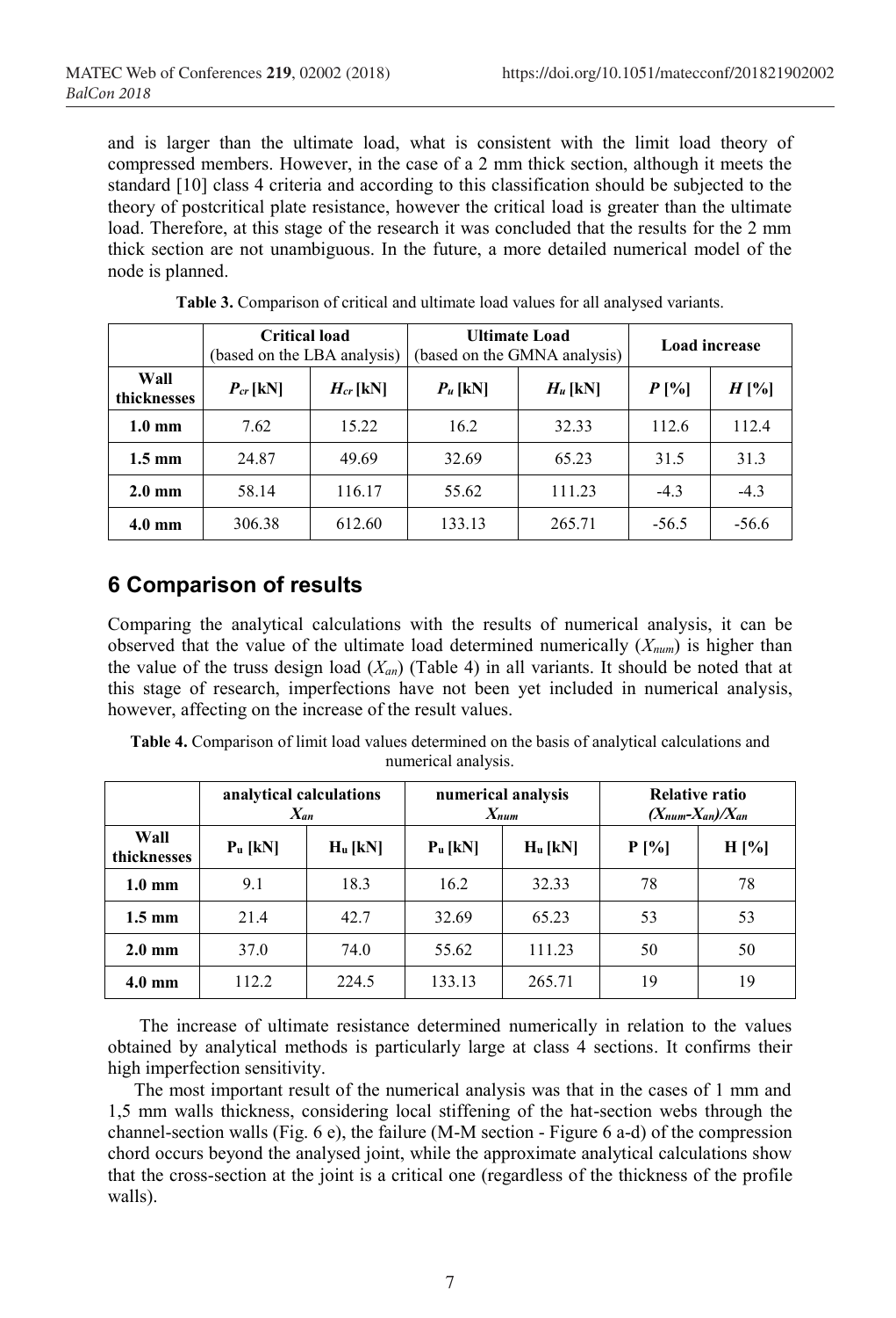and is larger than the ultimate load, what is consistent with the limit load theory of compressed members. However, in the case of a 2 mm thick section, although it meets the standard [10] class 4 criteria and according to this classification should be subjected to the theory of postcritical plate resistance, however the critical load is greater than the ultimate load. Therefore, at this stage of the research it was concluded that the results for the 2 mm thick section are not unambiguous. In the future, a more detailed numerical model of the node is planned.

**Table 3.** Comparison of critical and ultimate load values for all analysed variants.

| | **Critical load** (based on the LBA analysis) | | **Ultimate Load** (based on the GMNA analysis) | | **Load increase** | |
|---|---|---|---|---|---|---|
| **Wall thicknesses** | $P_{cr}$ **[kN]** | $H_{cr}$ **[kN]** | $P_u$ **[kN]** | $H_u$ **[kN]** | $P$ **[%]** | $H$ **[%]** |
| **1.0 mm** | 7.62 | 15.22 | 16.2 | 32.33 | 112.6 | 112.4 |
| **1.5 mm** | 24.87 | 49.69 | 32.69 | 65.23 | 31.5 | 31.3 |
| **2.0 mm** | 58.14 | 116.17 | 55.62 | 111.23 | -4.3 | -4.3 |
| **4.0 mm** | 306.38 | 612.60 | 133.13 | 265.71 | -56.5 | -56.6 |

## 6 Comparison of results

Comparing the analytical calculations with the results of numerical analysis, it can be observed that the value of the ultimate load determined numerically ($X_{num}$) is higher than the value of the truss design load ($X_{an}$) (Table 4) in all variants. It should be noted that at this stage of research, imperfections have not been yet included in numerical analysis, however, affecting on the increase of the result values.

**Table 4.** Comparison of limit load values determined on the basis of analytical calculations and numerical analysis.

| | **analytical calculations** $X_{an}$ | | **numerical analysis** $X_{num}$ | | **Relative ratio** $(X_{num}-X_{an})/X_{an}$ | |
|---|---|---|---|---|---|---|
| **Wall thicknesses** | $P_u$ **[kN]** | $H_u$ **[kN]** | $P_u$ **[kN]** | $H_u$ **[kN]** | **P [%]** | **H [%]** |
| **1.0 mm** | 9.1 | 18.3 | 16.2 | 32.33 | 78 | 78 |
| **1.5 mm** | 21.4 | 42.7 | 32.69 | 65.23 | 53 | 53 |
| **2.0 mm** | 37.0 | 74.0 | 55.62 | 111.23 | 50 | 50 |
| **4.0 mm** | 112.2 | 224.5 | 133.13 | 265.71 | 19 | 19 |

The increase of ultimate resistance determined numerically in relation to the values obtained by analytical methods is particularly large at class 4 sections. It confirms their high imperfection sensitivity.

The most important result of the numerical analysis was that in the cases of 1 mm and 1,5 mm walls thickness, considering local stiffening of the hat-section webs through the channel-section walls (Fig. 6 e), the failure (M-M section - Figure 6 a-d) of the compression chord occurs beyond the analysed joint, while the approximate analytical calculations show that the cross-section at the joint is a critical one (regardless of the thickness of the profile walls).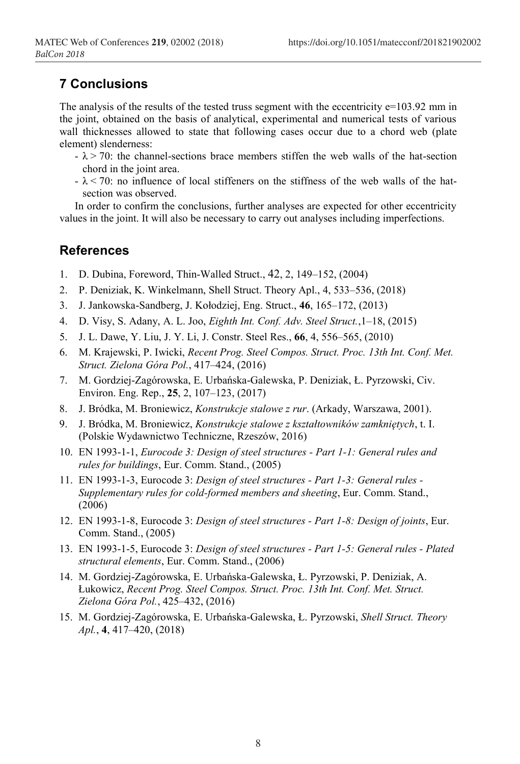## 7 Conclusions

The analysis of the results of the tested truss segment with the eccentricity e=103.92 mm in the joint, obtained on the basis of analytical, experimental and numerical tests of various wall thicknesses allowed to state that following cases occur due to a chord web (plate element) slenderness:

- $\lambda > 70$: the channel-sections brace members stiffen the web walls of the hat-section chord in the joint area.
- $\lambda < 70$: no influence of local stiffeners on the stiffness of the web walls of the hat-section was observed.

In order to confirm the conclusions, further analyses are expected for other eccentricity values in the joint. It will also be necessary to carry out analyses including imperfections.

## References

1. D. Dubina, Foreword, Thin-Walled Struct., 42, 2, 149–152, (2004)
2. P. Deniziak, K. Winkelmann, Shell Struct. Theory Apl., 4, 533–536, (2018)
3. J. Jankowska-Sandberg, J. Kołodziej, Eng. Struct., **46**, 165–172, (2013)
4. D. Visy, S. Adany, A. L. Joo, *Eighth Int. Conf. Adv. Steel Struct.*,1–18, (2015)
5. J. L. Dawe, Y. Liu, J. Y. Li, J. Constr. Steel Res., **66**, 4, 556–565, (2010)
6. M. Krajewski, P. Iwicki, *Recent Prog. Steel Compos. Struct. Proc. 13th Int. Conf. Met. Struct. Zielona Góra Pol.*, 417–424, (2016)
7. M. Gordziej-Zagórowska, E. Urbańska-Galewska, P. Deniziak, Ł. Pyrzowski, Civ. Environ. Eng. Rep., **25**, 2, 107–123, (2017)
8. J. Bródka, M. Broniewicz, *Konstrukcje stalowe z rur*. (Arkady, Warszawa, 2001).
9. J. Bródka, M. Broniewicz, *Konstrukcje stalowe z kształtowników zamkniętych*, t. I. (Polskie Wydawnictwo Techniczne, Rzeszów, 2016)
10. EN 1993-1-1, *Eurocode 3: Design of steel structures - Part 1-1: General rules and rules for buildings*, Eur. Comm. Stand., (2005)
11. EN 1993-1-3, Eurocode 3: *Design of steel structures - Part 1-3: General rules - Supplementary rules for cold-formed members and sheeting*, Eur. Comm. Stand., (2006)
12. EN 1993-1-8, Eurocode 3: *Design of steel structures - Part 1-8: Design of joints*, Eur. Comm. Stand., (2005)
13. EN 1993-1-5, Eurocode 3: *Design of steel structures - Part 1-5: General rules - Plated structural elements*, Eur. Comm. Stand., (2006)
14. M. Gordziej-Zagórowska, E. Urbańska-Galewska, Ł. Pyrzowski, P. Deniziak, A. Łukowicz, *Recent Prog. Steel Compos. Struct. Proc. 13th Int. Conf. Met. Struct. Zielona Góra Pol.*, 425–432, (2016)
15. M. Gordziej-Zagórowska, E. Urbańska-Galewska, Ł. Pyrzowski, *Shell Struct. Theory Apl.*, **4**, 417–420, (2018)